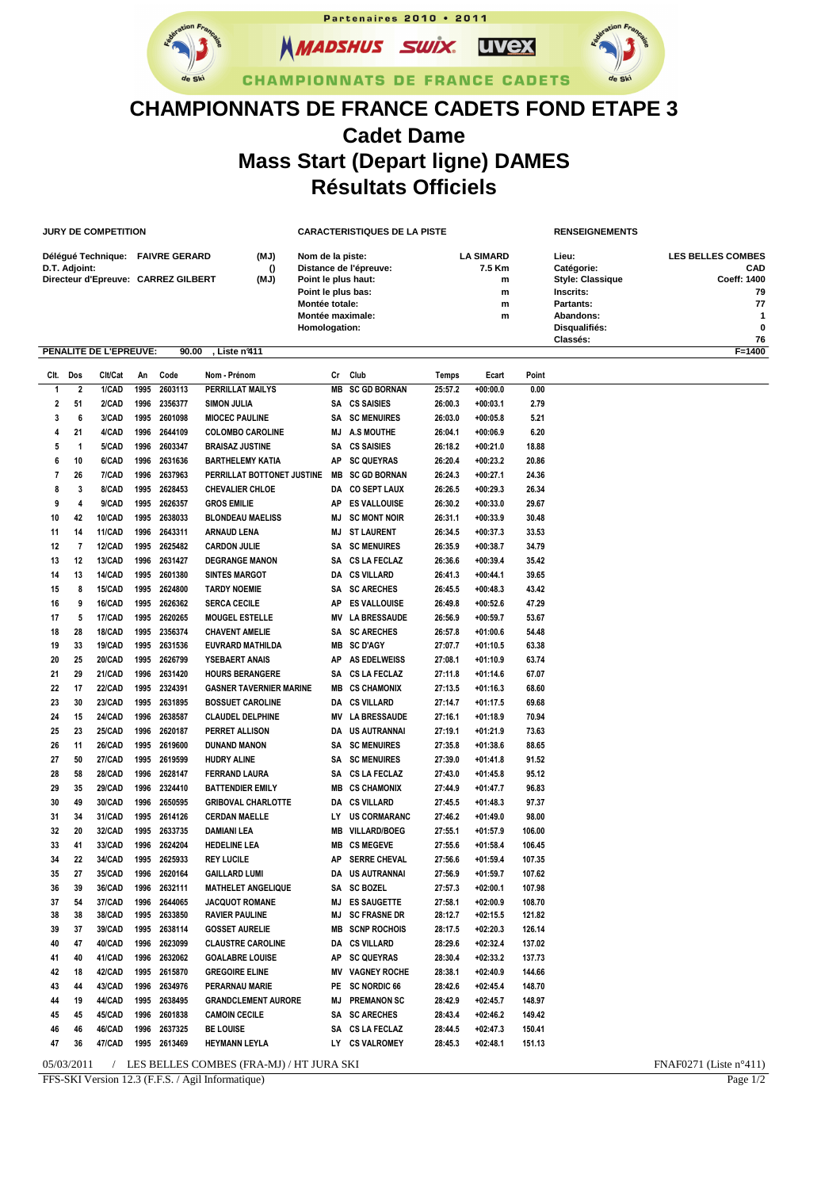Partenaires 2010 • 2011

MADSHUS SWIX uvex

CHAMPIONNATS DE FRANCE CADETS

# CHAMPIONNATS DE FRANCE CADETS FOND ETAPE 3

## Cadet Dame

## Mass Start (Depart ligne) DAMES

## Résultats Officiels

**JURY DE COMPETITION**

| | | |
|---|---|---|
| Délégué Technique: | FAIVRE GERARD | (MJ) |
| D.T. Adjoint: | | () |
| Directeur d'Epreuve: | CARREZ GILBERT | (MJ) |

**CARACTERISTIQUES DE LA PISTE**

| | |
|---|---|
| Nom de la piste: | LA SIMARD |
| Distance de l'épreuve: | 7.5 Km |
| Point le plus haut: | m |
| Point le plus bas: | m |
| Montée totale: | m |
| Montée maximale: | m |
| Homologation: | |

**RENSEIGNEMENTS**

| | |
|---|---|
| Lieu: | LES BELLES COMBES |
| Catégorie: | CAD |
| Style: Classique | Coeff: 1400 |
| Inscrits: | 79 |
| Partants: | 77 |
| Abandons: | 1 |
| Disqualifiés: | 0 |
| Classés: | 76 |

**PENALITE DE L'EPREUVE: 90.00 , Liste n°411** F=1400

| Clt. | Dos | Clt/Cat | An | Code | Nom - Prénom | Cr | Club | Temps | Ecart | Point |
|---|---|---|---|---|---|---|---|---|---|---|
| 1 | 2 | 1/CAD | 1995 | 2603113 | PERRILLAT MAILYS | MB | SC GD BORNAN | 25:57.2 | +00:00.0 | 0.00 |
| 2 | 51 | 2/CAD | 1996 | 2356377 | SIMON JULIA | SA | CS SAISIES | 26:00.3 | +00:03.1 | 2.79 |
| 3 | 6 | 3/CAD | 1995 | 2601098 | MIOCEC PAULINE | SA | SC MENUIRES | 26:03.0 | +00:05.8 | 5.21 |
| 4 | 21 | 4/CAD | 1996 | 2644109 | COLOMBO CAROLINE | MJ | A.S MOUTHE | 26:04.1 | +00:06.9 | 6.20 |
| 5 | 1 | 5/CAD | 1996 | 2603347 | BRAISAZ JUSTINE | SA | CS SAISIES | 26:18.2 | +00:21.0 | 18.88 |
| 6 | 10 | 6/CAD | 1996 | 2631636 | BARTHELEMY KATIA | AP | SC QUEYRAS | 26:20.4 | +00:23.2 | 20.86 |
| 7 | 26 | 7/CAD | 1996 | 2637963 | PERRILLAT BOTTONET JUSTINE | MB | SC GD BORNAN | 26:24.3 | +00:27.1 | 24.36 |
| 8 | 3 | 8/CAD | 1995 | 2628453 | CHEVALIER CHLOE | DA | CO SEPT LAUX | 26:26.5 | +00:29.3 | 26.34 |
| 9 | 4 | 9/CAD | 1995 | 2626357 | GROS EMILIE | AP | ES VALLOUISE | 26:30.2 | +00:33.0 | 29.67 |
| 10 | 42 | 10/CAD | 1995 | 2638033 | BLONDEAU MAELISS | MJ | SC MONT NOIR | 26:31.1 | +00:33.9 | 30.48 |
| 11 | 14 | 11/CAD | 1996 | 2643311 | ARNAUD LENA | MJ | ST LAURENT | 26:34.5 | +00:37.3 | 33.53 |
| 12 | 7 | 12/CAD | 1995 | 2625482 | CARDON JULIE | SA | SC MENUIRES | 26:35.9 | +00:38.7 | 34.79 |
| 13 | 12 | 13/CAD | 1996 | 2631427 | DEGRANGE MANON | SA | CS LA FECLAZ | 26:36.6 | +00:39.4 | 35.42 |
| 14 | 13 | 14/CAD | 1995 | 2601380 | SINTES MARGOT | DA | CS VILLARD | 26:41.3 | +00:44.1 | 39.65 |
| 15 | 8 | 15/CAD | 1995 | 2624800 | TARDY NOEMIE | SA | SC ARECHES | 26:45.5 | +00:48.3 | 43.42 |
| 16 | 9 | 16/CAD | 1995 | 2626362 | SERCA CECILE | AP | ES VALLOUISE | 26:49.8 | +00:52.6 | 47.29 |
| 17 | 5 | 17/CAD | 1995 | 2620265 | MOUGEL ESTELLE | MV | LA BRESSAUDE | 26:56.9 | +00:59.7 | 53.67 |
| 18 | 28 | 18/CAD | 1995 | 2356374 | CHAVENT AMELIE | SA | SC ARECHES | 26:57.8 | +01:00.6 | 54.48 |
| 19 | 33 | 19/CAD | 1995 | 2631536 | EUVRARD MATHILDA | MB | SC D'AGY | 27:07.7 | +01:10.5 | 63.38 |
| 20 | 25 | 20/CAD | 1995 | 2626799 | YSEBAERT ANAIS | AP | AS EDELWEISS | 27:08.1 | +01:10.9 | 63.74 |
| 21 | 29 | 21/CAD | 1996 | 2631420 | HOURS BERANGERE | SA | CS LA FECLAZ | 27:11.8 | +01:14.6 | 67.07 |
| 22 | 17 | 22/CAD | 1995 | 2324391 | GASNER TAVERNIER MARINE | MB | CS CHAMONIX | 27:13.5 | +01:16.3 | 68.60 |
| 23 | 30 | 23/CAD | 1995 | 2631895 | BOSSUET CAROLINE | DA | CS VILLARD | 27:14.7 | +01:17.5 | 69.68 |
| 24 | 15 | 24/CAD | 1996 | 2638587 | CLAUDEL DELPHINE | MV | LA BRESSAUDE | 27:16.1 | +01:18.9 | 70.94 |
| 25 | 23 | 25/CAD | 1996 | 2620187 | PERRET ALLISON | DA | US AUTRANNAI | 27:19.1 | +01:21.9 | 73.63 |
| 26 | 11 | 26/CAD | 1995 | 2619600 | DUNAND MANON | SA | SC MENUIRES | 27:35.8 | +01:38.6 | 88.65 |
| 27 | 50 | 27/CAD | 1995 | 2619599 | HUDRY ALINE | SA | SC MENUIRES | 27:39.0 | +01:41.8 | 91.52 |
| 28 | 58 | 28/CAD | 1996 | 2628147 | FERRAND LAURA | SA | CS LA FECLAZ | 27:43.0 | +01:45.8 | 95.12 |
| 29 | 35 | 29/CAD | 1996 | 2324410 | BATTENDIER EMILY | MB | CS CHAMONIX | 27:44.9 | +01:47.7 | 96.83 |
| 30 | 49 | 30/CAD | 1996 | 2650595 | GRIBOVAL CHARLOTTE | DA | CS VILLARD | 27:45.5 | +01:48.3 | 97.37 |
| 31 | 34 | 31/CAD | 1995 | 2614126 | CERDAN MAELLE | LY | US CORMARANC | 27:46.2 | +01:49.0 | 98.00 |
| 32 | 20 | 32/CAD | 1995 | 2633735 | DAMIANI LEA | MB | VILLARD/BOEG | 27:55.1 | +01:57.9 | 106.00 |
| 33 | 41 | 33/CAD | 1996 | 2624204 | HEDELINE LEA | MB | CS MEGEVE | 27:55.6 | +01:58.4 | 106.45 |
| 34 | 22 | 34/CAD | 1995 | 2625933 | REY LUCILE | AP | SERRE CHEVAL | 27:56.6 | +01:59.4 | 107.35 |
| 35 | 27 | 35/CAD | 1996 | 2620164 | GAILLARD LUMI | DA | US AUTRANNAI | 27:56.9 | +01:59.7 | 107.62 |
| 36 | 39 | 36/CAD | 1996 | 2632111 | MATHELET ANGELIQUE | SA | SC BOZEL | 27:57.3 | +02:00.1 | 107.98 |
| 37 | 54 | 37/CAD | 1996 | 2644065 | JACQUOT ROMANE | MJ | ES SAUGETTE | 27:58.1 | +02:00.9 | 108.70 |
| 38 | 38 | 38/CAD | 1995 | 2633850 | RAVIER PAULINE | MJ | SC FRASNE DR | 28:12.7 | +02:15.5 | 121.82 |
| 39 | 37 | 39/CAD | 1995 | 2638114 | GOSSET AURELIE | MB | SCNP ROCHOIS | 28:17.5 | +02:20.3 | 126.14 |
| 40 | 47 | 40/CAD | 1996 | 2623099 | CLAUSTRE CAROLINE | DA | CS VILLARD | 28:29.6 | +02:32.4 | 137.02 |
| 41 | 40 | 41/CAD | 1996 | 2632062 | GOALABRE LOUISE | AP | SC QUEYRAS | 28:30.4 | +02:33.2 | 137.73 |
| 42 | 18 | 42/CAD | 1995 | 2615870 | GREGOIRE ELINE | MV | VAGNEY ROCHE | 28:38.1 | +02:40.9 | 144.66 |
| 43 | 44 | 43/CAD | 1996 | 2634976 | PERARNAU MARIE | PE | SC NORDIC 66 | 28:42.6 | +02:45.4 | 148.70 |
| 44 | 19 | 44/CAD | 1995 | 2638495 | GRANDCLEMENT AURORE | MJ | PREMANON SC | 28:42.9 | +02:45.7 | 148.97 |
| 45 | 45 | 45/CAD | 1996 | 2601838 | CAMOIN CECILE | SA | SC ARECHES | 28:43.4 | +02:46.2 | 149.42 |
| 46 | 46 | 46/CAD | 1996 | 2637325 | BE LOUISE | SA | CS LA FECLAZ | 28:44.5 | +02:47.3 | 150.41 |
| 47 | 36 | 47/CAD | 1995 | 2613469 | HEYMANN LEYLA | LY | CS VALROMEY | 28:45.3 | +02:48.1 | 151.13 |

05/03/2011 / LES BELLES COMBES (FRA-MJ) / HT JURA SKI FNAF0271 (Liste n°411)

FFS-SKI Version 12.3 (F.F.S. / Agil Informatique)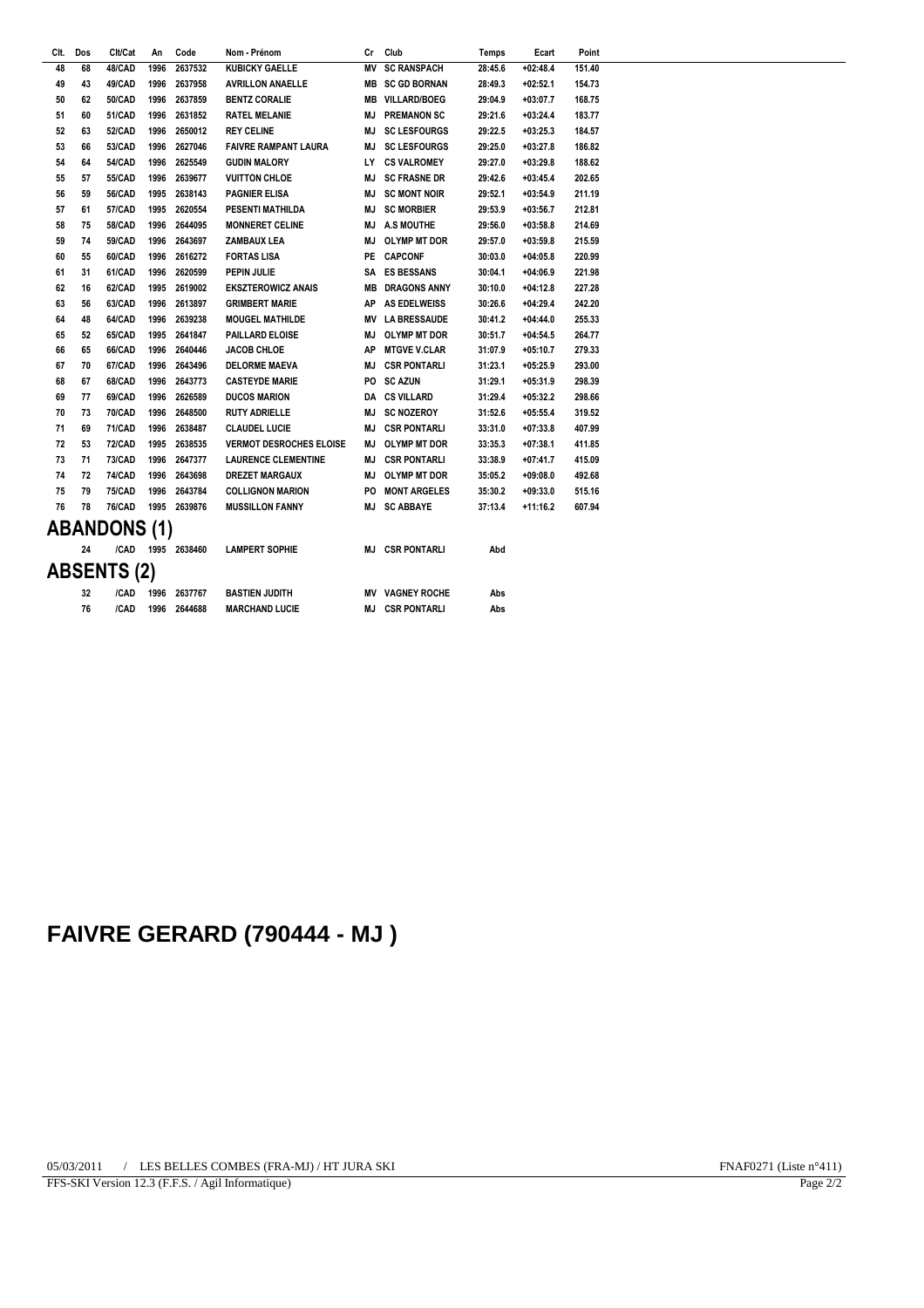| Clt. | Dos | Clt/Cat | An | Code | Nom - Prénom | Cr | Club | Temps | Ecart | Point |
|---|---|---|---|---|---|---|---|---|---|---|
| 48 | 68 | 48/CAD | 1996 | 2637532 | KUBICKY GAELLE | MV | SC RANSPACH | 28:45.6 | +02:48.4 | 151.40 |
| 49 | 43 | 49/CAD | 1996 | 2637958 | AVRILLON ANAELLE | MB | SC GD BORNAN | 28:49.3 | +02:52.1 | 154.73 |
| 50 | 62 | 50/CAD | 1996 | 2637859 | BENTZ CORALIE | MB | VILLARD/BOEG | 29:04.9 | +03:07.7 | 168.75 |
| 51 | 60 | 51/CAD | 1996 | 2631852 | RATEL MELANIE | MJ | PREMANON SC | 29:21.6 | +03:24.4 | 183.77 |
| 52 | 63 | 52/CAD | 1996 | 2650012 | REY CELINE | MJ | SC LESFOURGS | 29:22.5 | +03:25.3 | 184.57 |
| 53 | 66 | 53/CAD | 1996 | 2627046 | FAIVRE RAMPANT LAURA | MJ | SC LESFOURGS | 29:25.0 | +03:27.8 | 186.82 |
| 54 | 64 | 54/CAD | 1996 | 2625549 | GUDIN MALORY | LY | CS VALROMEY | 29:27.0 | +03:29.8 | 188.62 |
| 55 | 57 | 55/CAD | 1996 | 2639677 | VUITTON CHLOE | MJ | SC FRASNE DR | 29:42.6 | +03:45.4 | 202.65 |
| 56 | 59 | 56/CAD | 1995 | 2638143 | PAGNIER ELISA | MJ | SC MONT NOIR | 29:52.1 | +03:54.9 | 211.19 |
| 57 | 61 | 57/CAD | 1995 | 2620554 | PESENTI MATHILDA | MJ | SC MORBIER | 29:53.9 | +03:56.7 | 212.81 |
| 58 | 75 | 58/CAD | 1996 | 2644095 | MONNERET CELINE | MJ | A.S MOUTHE | 29:56.0 | +03:58.8 | 214.69 |
| 59 | 74 | 59/CAD | 1996 | 2643697 | ZAMBAUX LEA | MJ | OLYMP MT DOR | 29:57.0 | +03:59.8 | 215.59 |
| 60 | 55 | 60/CAD | 1996 | 2616272 | FORTAS LISA | PE | CAPCONF | 30:03.0 | +04:05.8 | 220.99 |
| 61 | 31 | 61/CAD | 1996 | 2620599 | PEPIN JULIE | SA | ES BESSANS | 30:04.1 | +04:06.9 | 221.98 |
| 62 | 16 | 62/CAD | 1995 | 2619002 | EKSZTEROWICZ ANAIS | MB | DRAGONS ANNY | 30:10.0 | +04:12.8 | 227.28 |
| 63 | 56 | 63/CAD | 1996 | 2613897 | GRIMBERT MARIE | AP | AS EDELWEISS | 30:26.6 | +04:29.4 | 242.20 |
| 64 | 48 | 64/CAD | 1996 | 2639238 | MOUGEL MATHILDE | MV | LA BRESSAUDE | 30:41.2 | +04:44.0 | 255.33 |
| 65 | 52 | 65/CAD | 1995 | 2641847 | PAILLARD ELOISE | MJ | OLYMP MT DOR | 30:51.7 | +04:54.5 | 264.77 |
| 66 | 65 | 66/CAD | 1996 | 2640446 | JACOB CHLOE | AP | MTGVE V.CLAR | 31:07.9 | +05:10.7 | 279.33 |
| 67 | 70 | 67/CAD | 1996 | 2643496 | DELORME MAEVA | MJ | CSR PONTARLI | 31:23.1 | +05:25.9 | 293.00 |
| 68 | 67 | 68/CAD | 1996 | 2643773 | CASTEYDE MARIE | PO | SC AZUN | 31:29.1 | +05:31.9 | 298.39 |
| 69 | 77 | 69/CAD | 1996 | 2626589 | DUCOS MARION | DA | CS VILLARD | 31:29.4 | +05:32.2 | 298.66 |
| 70 | 73 | 70/CAD | 1996 | 2648500 | RUTY ADRIELLE | MJ | SC NOZEROY | 31:52.6 | +05:55.4 | 319.52 |
| 71 | 69 | 71/CAD | 1996 | 2638487 | CLAUDEL LUCIE | MJ | CSR PONTARLI | 33:31.0 | +07:33.8 | 407.99 |
| 72 | 53 | 72/CAD | 1995 | 2638535 | VERMOT DESROCHES ELOISE | MJ | OLYMP MT DOR | 33:35.3 | +07:38.1 | 411.85 |
| 73 | 71 | 73/CAD | 1996 | 2647377 | LAURENCE CLEMENTINE | MJ | CSR PONTARLI | 33:38.9 | +07:41.7 | 415.09 |
| 74 | 72 | 74/CAD | 1996 | 2643698 | DREZET MARGAUX | MJ | OLYMP MT DOR | 35:05.2 | +09:08.0 | 492.68 |
| 75 | 79 | 75/CAD | 1996 | 2643784 | COLLIGNON MARION | PO | MONT ARGELES | 35:30.2 | +09:33.0 | 515.16 |
| 76 | 78 | 76/CAD | 1995 | 2639876 | MUSSILLON FANNY | MJ | SC ABBAYE | 37:13.4 | +11:16.2 | 607.94 |

## ABANDONS (1)

| | Dos | Clt/Cat | An | Code | Nom - Prénom | Cr | Club | Temps |
|---|---|---|---|---|---|---|---|---|
| | 24 | /CAD | 1995 | 2638460 | LAMPERT SOPHIE | MJ | CSR PONTARLI | Abd |

## ABSENTS (2)

| | Dos | Clt/Cat | An | Code | Nom - Prénom | Cr | Club | Temps |
|---|---|---|---|---|---|---|---|---|
| | 32 | /CAD | 1996 | 2637767 | BASTIEN JUDITH | MV | VAGNEY ROCHE | Abs |
| | 76 | /CAD | 1996 | 2644688 | MARCHAND LUCIE | MJ | CSR PONTARLI | Abs |

# FAIVRE GERARD (790444 - MJ )

05/03/2011 / LES BELLES COMBES (FRA-MJ) / HT JURA SKI FNAF0271 (Liste n°411)

FFS-SKI Version 12.3 (F.F.S. / Agil Informatique)